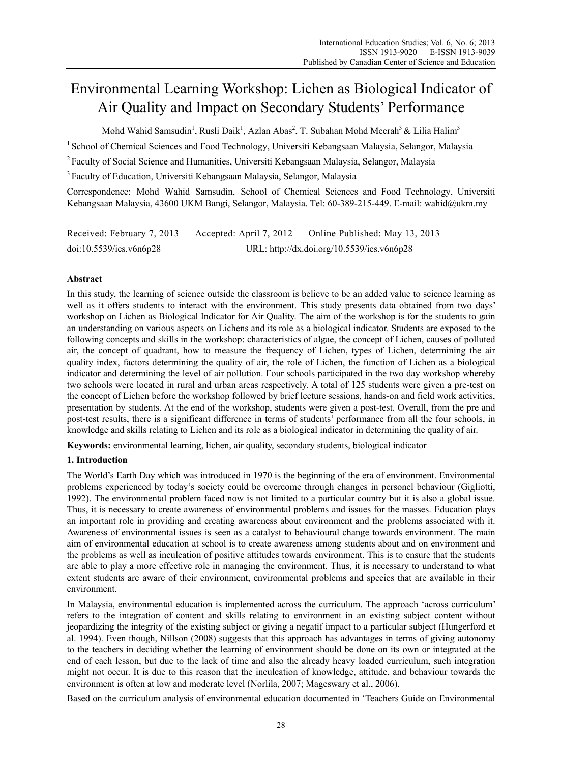# Environmental Learning Workshop: Lichen as Biological Indicator of Air Quality and Impact on Secondary Students' Performance

Mohd Wahid Samsudin[1], Rusli Daik[1], Azlan Abas[2], T. Subahan Mohd Meerah[3] & Lilia Halim[3]

[1] School of Chemical Sciences and Food Technology, Universiti Kebangsaan Malaysia, Selangor, Malaysia

[2] Faculty of Social Science and Humanities, Universiti Kebangsaan Malaysia, Selangor, Malaysia

[3] Faculty of Education, Universiti Kebangsaan Malaysia, Selangor, Malaysia

Correspondence: Mohd Wahid Samsudin, School of Chemical Sciences and Food Technology, Universiti Kebangsaan Malaysia, 43600 UKM Bangi, Selangor, Malaysia. Tel: 60-389-215-449. E-mail: wahid@ukm.my

Received: February 7, 2013 Accepted: April 7, 2012 Online Published: May 13, 2013

doi:10.5539/ies.v6n6p28 URL: http://dx.doi.org/10.5539/ies.v6n6p28

## Abstract

In this study, the learning of science outside the classroom is believe to be an added value to science learning as well as it offers students to interact with the environment. This study presents data obtained from two days' workshop on Lichen as Biological Indicator for Air Quality. The aim of the workshop is for the students to gain an understanding on various aspects on Lichens and its role as a biological indicator. Students are exposed to the following concepts and skills in the workshop: characteristics of algae, the concept of Lichen, causes of polluted air, the concept of quadrant, how to measure the frequency of Lichen, types of Lichen, determining the air quality index, factors determining the quality of air, the role of Lichen, the function of Lichen as a biological indicator and determining the level of air pollution. Four schools participated in the two day workshop whereby two schools were located in rural and urban areas respectively. A total of 125 students were given a pre-test on the concept of Lichen before the workshop followed by brief lecture sessions, hands-on and field work activities, presentation by students. At the end of the workshop, students were given a post-test. Overall, from the pre and post-test results, there is a significant difference in terms of students' performance from all the four schools, in knowledge and skills relating to Lichen and its role as a biological indicator in determining the quality of air.

**Keywords:** environmental learning, lichen, air quality, secondary students, biological indicator

## 1. Introduction

The World's Earth Day which was introduced in 1970 is the beginning of the era of environment. Environmental problems experienced by today's society could be overcome through changes in personel behaviour (Gigliotti, 1992). The environmental problem faced now is not limited to a particular country but it is also a global issue. Thus, it is necessary to create awareness of environmental problems and issues for the masses. Education plays an important role in providing and creating awareness about environment and the problems associated with it. Awareness of environmental issues is seen as a catalyst to behavioural change towards environment. The main aim of environmental education at school is to create awareness among students about and on environment and the problems as well as inculcation of positive attitudes towards environment. This is to ensure that the students are able to play a more effective role in managing the environment. Thus, it is necessary to understand to what extent students are aware of their environment, environmental problems and species that are available in their environment.

In Malaysia, environmental education is implemented across the curriculum. The approach 'across curriculum' refers to the integration of content and skills relating to environment in an existing subject content without jeopardizing the integrity of the existing subject or giving a negatif impact to a particular subject (Hungerford et al. 1994). Even though, Nillson (2008) suggests that this approach has advantages in terms of giving autonomy to the teachers in deciding whether the learning of environment should be done on its own or integrated at the end of each lesson, but due to the lack of time and also the already heavy loaded curriculum, such integration might not occur. It is due to this reason that the inculcation of knowledge, attitude, and behaviour towards the environment is often at low and moderate level (Norlila, 2007; Mageswary et al., 2006).

Based on the curriculum analysis of environmental education documented in 'Teachers Guide on Environmental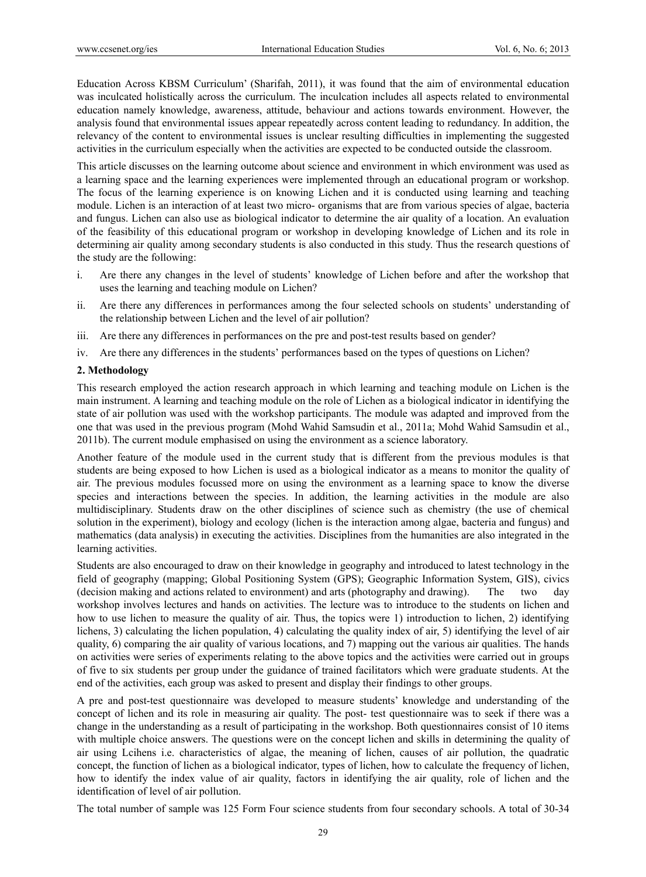Education Across KBSM Curriculum' (Sharifah, 2011), it was found that the aim of environmental education was inculcated holistically across the curriculum. The inculcation includes all aspects related to environmental education namely knowledge, awareness, attitude, behaviour and actions towards environment. However, the analysis found that environmental issues appear repeatedly across content leading to redundancy. In addition, the relevancy of the content to environmental issues is unclear resulting difficulties in implementing the suggested activities in the curriculum especially when the activities are expected to be conducted outside the classroom.

This article discusses on the learning outcome about science and environment in which environment was used as a learning space and the learning experiences were implemented through an educational program or workshop. The focus of the learning experience is on knowing Lichen and it is conducted using learning and teaching module. Lichen is an interaction of at least two micro- organisms that are from various species of algae, bacteria and fungus. Lichen can also use as biological indicator to determine the air quality of a location. An evaluation of the feasibility of this educational program or workshop in developing knowledge of Lichen and its role in determining air quality among secondary students is also conducted in this study. Thus the research questions of the study are the following:

i. Are there any changes in the level of students' knowledge of Lichen before and after the workshop that uses the learning and teaching module on Lichen?

ii. Are there any differences in performances among the four selected schools on students' understanding of the relationship between Lichen and the level of air pollution?

iii. Are there any differences in performances on the pre and post-test results based on gender?

iv. Are there any differences in the students' performances based on the types of questions on Lichen?

## 2. Methodology

This research employed the action research approach in which learning and teaching module on Lichen is the main instrument. A learning and teaching module on the role of Lichen as a biological indicator in identifying the state of air pollution was used with the workshop participants. The module was adapted and improved from the one that was used in the previous program (Mohd Wahid Samsudin et al., 2011a; Mohd Wahid Samsudin et al., 2011b). The current module emphasised on using the environment as a science laboratory.

Another feature of the module used in the current study that is different from the previous modules is that students are being exposed to how Lichen is used as a biological indicator as a means to monitor the quality of air. The previous modules focussed more on using the environment as a learning space to know the diverse species and interactions between the species. In addition, the learning activities in the module are also multidisciplinary. Students draw on the other disciplines of science such as chemistry (the use of chemical solution in the experiment), biology and ecology (lichen is the interaction among algae, bacteria and fungus) and mathematics (data analysis) in executing the activities. Disciplines from the humanities are also integrated in the learning activities.

Students are also encouraged to draw on their knowledge in geography and introduced to latest technology in the field of geography (mapping; Global Positioning System (GPS); Geographic Information System, GIS), civics (decision making and actions related to environment) and arts (photography and drawing). The two day workshop involves lectures and hands on activities. The lecture was to introduce to the students on lichen and how to use lichen to measure the quality of air. Thus, the topics were 1) introduction to lichen, 2) identifying lichens, 3) calculating the lichen population, 4) calculating the quality index of air, 5) identifying the level of air quality, 6) comparing the air quality of various locations, and 7) mapping out the various air qualities. The hands on activities were series of experiments relating to the above topics and the activities were carried out in groups of five to six students per group under the guidance of trained facilitators which were graduate students. At the end of the activities, each group was asked to present and display their findings to other groups.

A pre and post-test questionnaire was developed to measure students' knowledge and understanding of the concept of lichen and its role in measuring air quality. The post- test questionnaire was to seek if there was a change in the understanding as a result of participating in the workshop. Both questionnaires consist of 10 items with multiple choice answers. The questions were on the concept lichen and skills in determining the quality of air using Lcihens i.e. characteristics of algae, the meaning of lichen, causes of air pollution, the quadratic concept, the function of lichen as a biological indicator, types of lichen, how to calculate the frequency of lichen, how to identify the index value of air quality, factors in identifying the air quality, role of lichen and the identification of level of air pollution.

The total number of sample was 125 Form Four science students from four secondary schools. A total of 30-34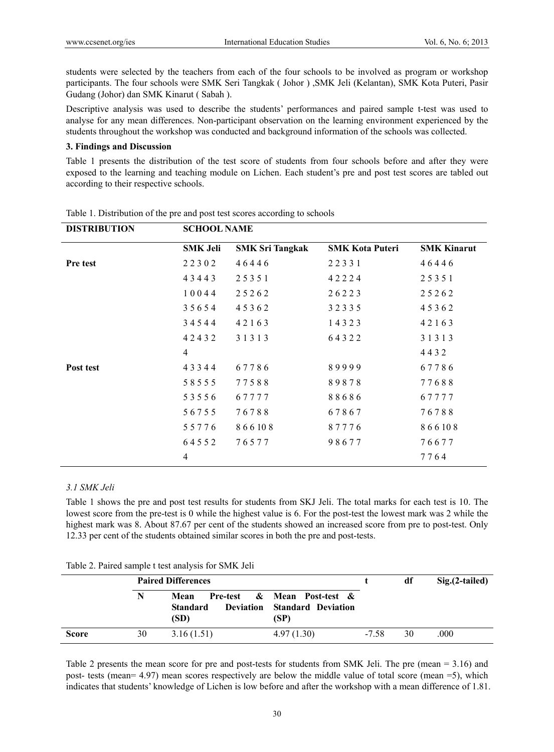students were selected by the teachers from each of the four schools to be involved as program or workshop participants. The four schools were SMK Seri Tangkak ( Johor ) ,SMK Jeli (Kelantan), SMK Kota Puteri, Pasir Gudang (Johor) dan SMK Kinarut ( Sabah ).

Descriptive analysis was used to describe the students' performances and paired sample t-test was used to analyse for any mean differences. Non-participant observation on the learning environment experienced by the students throughout the workshop was conducted and background information of the schools was collected.

### 3. Findings and Discussion

Table 1 presents the distribution of the test score of students from four schools before and after they were exposed to the learning and teaching module on Lichen. Each student's pre and post test scores are tabled out according to their respective schools.

Table 1. Distribution of the pre and post test scores according to schools

| DISTRIBUTION | SCHOOL NAME | | | |
|---|---|---|---|---|
| | SMK Jeli | SMK Sri Tangkak | SMK Kota Puteri | SMK Kinarut |
| **Pre test** | 2 2 3 0 2 | 4 6 4 4 6 | 2 2 3 3 1 | 4 6 4 4 6 |
| | 4 3 4 4 3 | 2 5 3 5 1 | 4 2 2 2 4 | 2 5 3 5 1 |
| | 1 0 0 4 4 | 2 5 2 6 2 | 2 6 2 2 3 | 2 5 2 6 2 |
| | 3 5 6 5 4 | 4 5 3 6 2 | 3 2 3 3 5 | 4 5 3 6 2 |
| | 3 4 5 4 4 | 4 2 1 6 3 | 1 4 3 2 3 | 4 2 1 6 3 |
| | 4 2 4 3 2 | 3 1 3 1 3 | 6 4 3 2 2 | 3 1 3 1 3 |
| | 4 | | | 4 4 3 2 |
| **Post test** | 4 3 3 4 4 | 6 7 7 8 6 | 8 9 9 9 9 | 6 7 7 8 6 |
| | 5 8 5 5 5 | 7 7 5 8 8 | 8 9 8 7 8 | 7 7 6 8 8 |
| | 5 3 5 5 6 | 6 7 7 7 7 | 8 8 6 8 6 | 6 7 7 7 7 |
| | 5 6 7 5 5 | 7 6 7 8 8 | 6 7 8 6 7 | 7 6 7 8 8 |
| | 5 5 7 7 6 | 8 6 6 10 8 | 8 7 7 7 6 | 8 6 6 10 8 |
| | 6 4 5 5 2 | 7 6 5 7 7 | 9 8 6 7 7 | 7 6 6 7 7 |
| | 4 | | | 7 7 6 4 |

*3.1 SMK Jeli*

Table 1 shows the pre and post test results for students from SKJ Jeli. The total marks for each test is 10. The lowest score from the pre-test is 0 while the highest value is 6. For the post-test the lowest mark was 2 while the highest mark was 8. About 87.67 per cent of the students showed an increased score from pre to post-test. Only 12.33 per cent of the students obtained similar scores in both the pre and post-tests.

Table 2. Paired sample t test analysis for SMK Jeli

| | Paired Differences | | | t | df | Sig.(2-tailed) |
|---|---|---|---|---|---|---|
| | N | Mean Pre-test & Standard Deviation (SD) | Mean Post-test & Standard Deviation (SP) | | | |
| **Score** | 30 | 3.16 (1.51) | 4.97 (1.30) | -7.58 | 30 | .000 |

Table 2 presents the mean score for pre and post-tests for students from SMK Jeli. The pre (mean = 3.16) and post- tests (mean= 4.97) mean scores respectively are below the middle value of total score (mean =5), which indicates that students' knowledge of Lichen is low before and after the workshop with a mean difference of 1.81.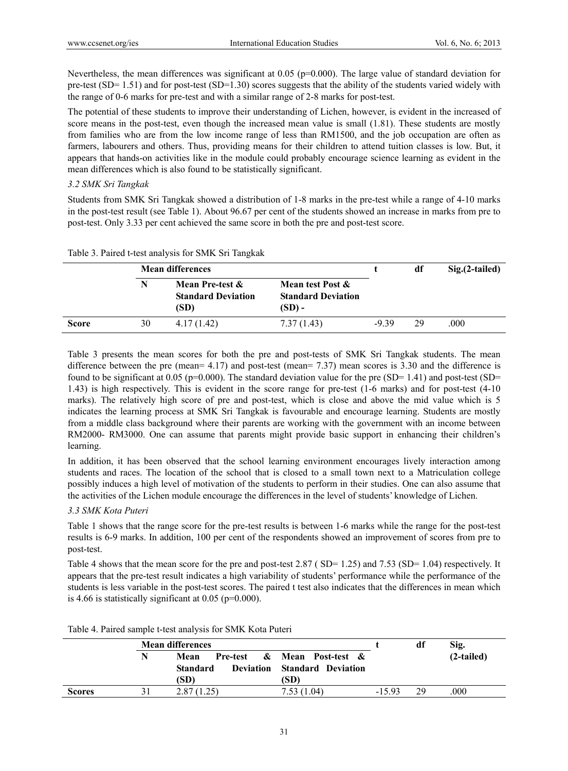Nevertheless, the mean differences was significant at 0.05 (p=0.000). The large value of standard deviation for pre-test (SD= 1.51) and for post-test (SD=1.30) scores suggests that the ability of the students varied widely with the range of 0-6 marks for pre-test and with a similar range of 2-8 marks for post-test.

The potential of these students to improve their understanding of Lichen, however, is evident in the increased of score means in the post-test, even though the increased mean value is small (1.81). These students are mostly from families who are from the low income range of less than RM1500, and the job occupation are often as farmers, labourers and others. Thus, providing means for their children to attend tuition classes is low. But, it appears that hands-on activities like in the module could probably encourage science learning as evident in the mean differences which is also found to be statistically significant.

### *3.2 SMK Sri Tangkak*

Students from SMK Sri Tangkak showed a distribution of 1-8 marks in the pre-test while a range of 4-10 marks in the post-test result (see Table 1). About 96.67 per cent of the students showed an increase in marks from pre to post-test. Only 3.33 per cent achieved the same score in both the pre and post-test score.

Table 3. Paired t-test analysis for SMK Sri Tangkak

| | **Mean differences** | | | **t** | **df** | **Sig.(2-tailed)** |
|---|---|---|---|---|---|---|
| | **N** | **Mean Pre-test & Standard Deviation (SD)** | **Mean test Post & Standard Deviation (SD) -** | | | |
| **Score** | 30 | 4.17 (1.42) | 7.37 (1.43) | -9.39 | 29 | .000 |

Table 3 presents the mean scores for both the pre and post-tests of SMK Sri Tangkak students. The mean difference between the pre (mean= 4.17) and post-test (mean= 7.37) mean scores is 3.30 and the difference is found to be significant at 0.05 (p=0.000). The standard deviation value for the pre (SD= 1.41) and post-test (SD= 1.43) is high respectively. This is evident in the score range for pre-test (1-6 marks) and for post-test (4-10 marks). The relatively high score of pre and post-test, which is close and above the mid value which is 5 indicates the learning process at SMK Sri Tangkak is favourable and encourage learning. Students are mostly from a middle class background where their parents are working with the government with an income between RM2000- RM3000. One can assume that parents might provide basic support in enhancing their children's learning.

In addition, it has been observed that the school learning environment encourages lively interaction among students and races. The location of the school that is closed to a small town next to a Matriculation college possibly induces a high level of motivation of the students to perform in their studies. One can also assume that the activities of the Lichen module encourage the differences in the level of students' knowledge of Lichen.

### *3.3 SMK Kota Puteri*

Table 1 shows that the range score for the pre-test results is between 1-6 marks while the range for the post-test results is 6-9 marks. In addition, 100 per cent of the respondents showed an improvement of scores from pre to post-test.

Table 4 shows that the mean score for the pre and post-test 2.87 ( SD= 1.25) and 7.53 (SD= 1.04) respectively. It appears that the pre-test result indicates a high variability of students' performance while the performance of the students is less variable in the post-test scores. The paired t test also indicates that the differences in mean which is 4.66 is statistically significant at 0.05 (p=0.000).

Table 4. Paired sample t-test analysis for SMK Kota Puteri

| | **Mean differences** | | | **t** | **df** | **Sig. (2-tailed)** |
|---|---|---|---|---|---|---|
| | **N** | **Mean Pre-test & Standard Deviation (SD)** | **Mean Post-test & Standard Deviation (SD)** | | | |
| **Scores** | 31 | 2.87 (1.25) | 7.53 (1.04) | -15.93 | 29 | .000 |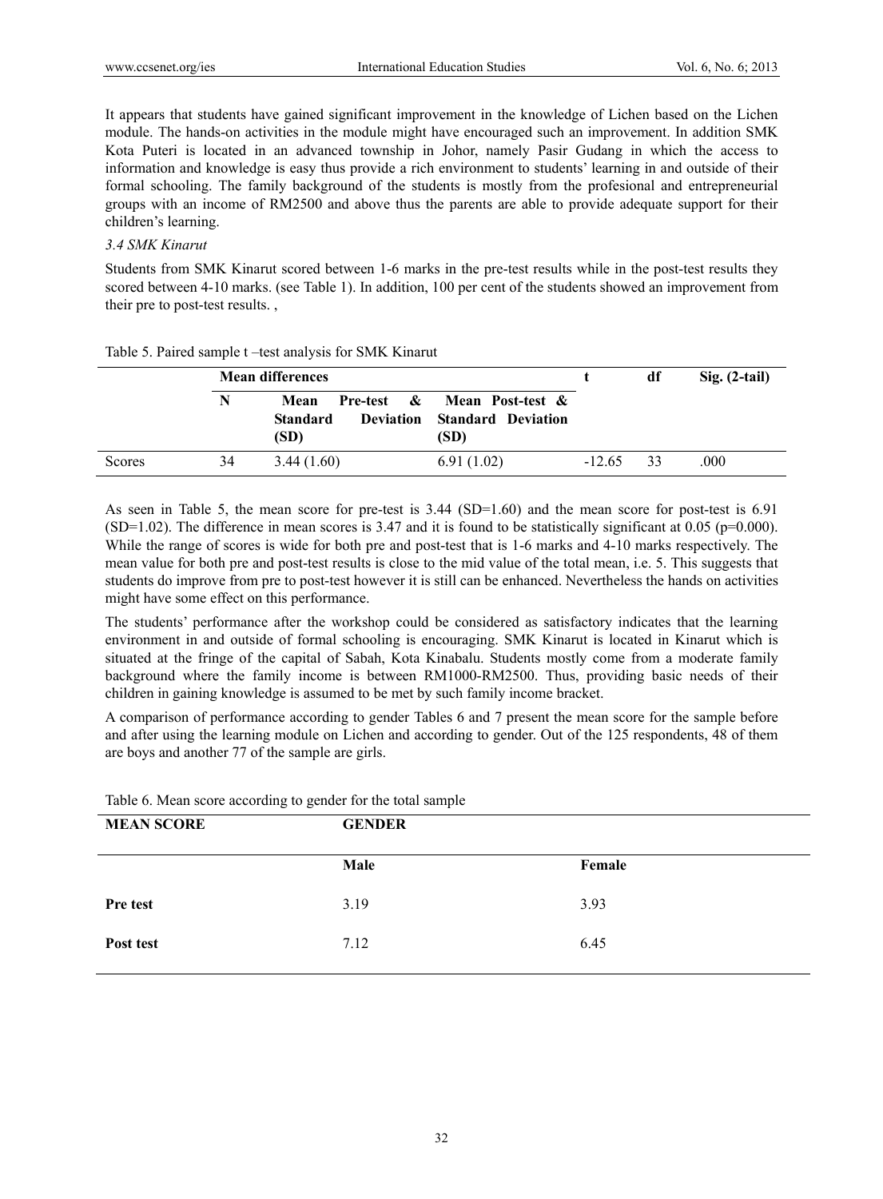It appears that students have gained significant improvement in the knowledge of Lichen based on the Lichen module. The hands-on activities in the module might have encouraged such an improvement. In addition SMK Kota Puteri is located in an advanced township in Johor, namely Pasir Gudang in which the access to information and knowledge is easy thus provide a rich environment to students' learning in and outside of their formal schooling. The family background of the students is mostly from the profesional and entrepreneurial groups with an income of RM2500 and above thus the parents are able to provide adequate support for their children's learning.

### *3.4 SMK Kinarut*

Students from SMK Kinarut scored between 1-6 marks in the pre-test results while in the post-test results they scored between 4-10 marks. (see Table 1). In addition, 100 per cent of the students showed an improvement from their pre to post-test results. ,

Table 5. Paired sample t –test analysis for SMK Kinarut

| | **Mean differences** | | | **t** | **df** | **Sig. (2-tail)** |
|---|---|---|---|---|---|---|
| | **N** | **Mean Pre-test & Standard Deviation (SD)** | **Mean Post-test & Standard Deviation (SD)** | | | |
| Scores | 34 | 3.44 (1.60) | 6.91 (1.02) | -12.65 | 33 | .000 |

As seen in Table 5, the mean score for pre-test is 3.44 (SD=1.60) and the mean score for post-test is 6.91 (SD=1.02). The difference in mean scores is 3.47 and it is found to be statistically significant at 0.05 (p=0.000). While the range of scores is wide for both pre and post-test that is 1-6 marks and 4-10 marks respectively. The mean value for both pre and post-test results is close to the mid value of the total mean, i.e. 5. This suggests that students do improve from pre to post-test however it is still can be enhanced. Nevertheless the hands on activities might have some effect on this performance.

The students' performance after the workshop could be considered as satisfactory indicates that the learning environment in and outside of formal schooling is encouraging. SMK Kinarut is located in Kinarut which is situated at the fringe of the capital of Sabah, Kota Kinabalu. Students mostly come from a moderate family background where the family income is between RM1000-RM2500. Thus, providing basic needs of their children in gaining knowledge is assumed to be met by such family income bracket.

A comparison of performance according to gender Tables 6 and 7 present the mean score for the sample before and after using the learning module on Lichen and according to gender. Out of the 125 respondents, 48 of them are boys and another 77 of the sample are girls.

Table 6. Mean score according to gender for the total sample

| **MEAN SCORE** | **GENDER** | |
|---|---|---|
| | **Male** | **Female** |
| **Pre test** | 3.19 | 3.93 |
| **Post test** | 7.12 | 6.45 |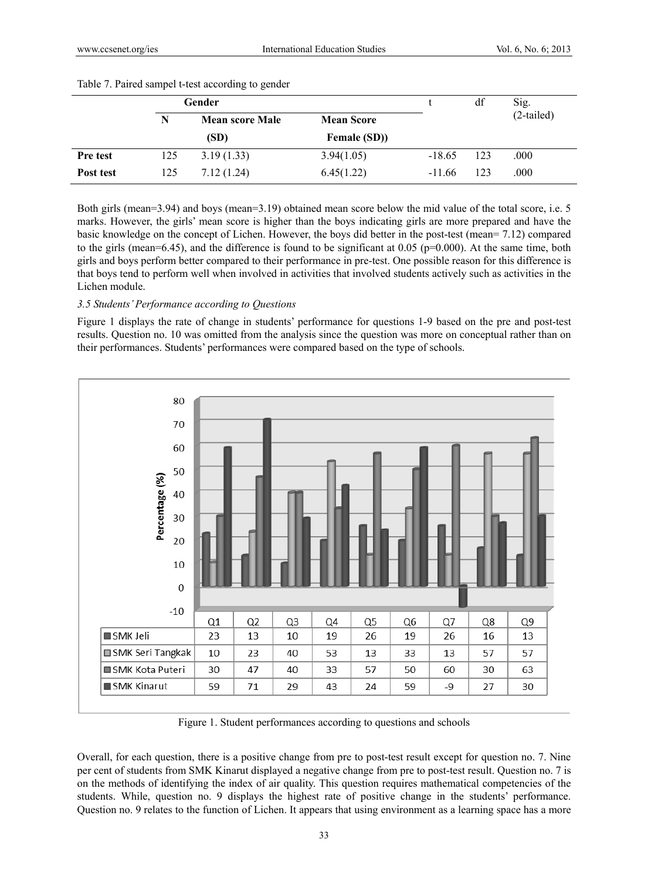Table 7. Paired sampel t-test according to gender

| | Gender | | | t | df | Sig. (2-tailed) |
|---|---|---|---|---|---|---|
| | N | Mean score Male (SD) | Mean Score Female (SD)) | | | |
| **Pre test** | 125 | 3.19 (1.33) | 3.94(1.05) | -18.65 | 123 | .000 |
| **Post test** | 125 | 7.12 (1.24) | 6.45(1.22) | -11.66 | 123 | .000 |

Both girls (mean=3.94) and boys (mean=3.19) obtained mean score below the mid value of the total score, i.e. 5 marks. However, the girls' mean score is higher than the boys indicating girls are more prepared and have the basic knowledge on the concept of Lichen. However, the boys did better in the post-test (mean= 7.12) compared to the girls (mean=6.45), and the difference is found to be significant at 0.05 (p=0.000). At the same time, both girls and boys perform better compared to their performance in pre-test. One possible reason for this difference is that boys tend to perform well when involved in activities that involved students actively such as activities in the Lichen module.

### 3.5 Students' Performance according to Questions

Figure 1 displays the rate of change in students' performance for questions 1-9 based on the pre and post-test results. Question no. 10 was omitted from the analysis since the question was more on conceptual rather than on their performances. Students' performances were compared based on the type of schools.

| | Q1 | Q2 | Q3 | Q4 | Q5 | Q6 | Q7 | Q8 | Q9 |
|---|---|---|---|---|---|---|---|---|---|
| SMK Jeli | 23 | 13 | 10 | 19 | 26 | 19 | 26 | 16 | 13 |
| SMK Seri Tangkak | 10 | 23 | 40 | 53 | 13 | 33 | 13 | 57 | 57 |
| SMK Kota Puteri | 30 | 47 | 40 | 33 | 57 | 50 | 60 | 30 | 63 |
| SMK Kinarut | 59 | 71 | 29 | 43 | 24 | 59 | -9 | 27 | 30 |

Figure 1. Student performances according to questions and schools

Overall, for each question, there is a positive change from pre to post-test result except for question no. 7. Nine per cent of students from SMK Kinarut displayed a negative change from pre to post-test result. Question no. 7 is on the methods of identifying the index of air quality. This question requires mathematical competencies of the students. While, question no. 9 displays the highest rate of positive change in the students' performance. Question no. 9 relates to the function of Lichen. It appears that using environment as a learning space has a more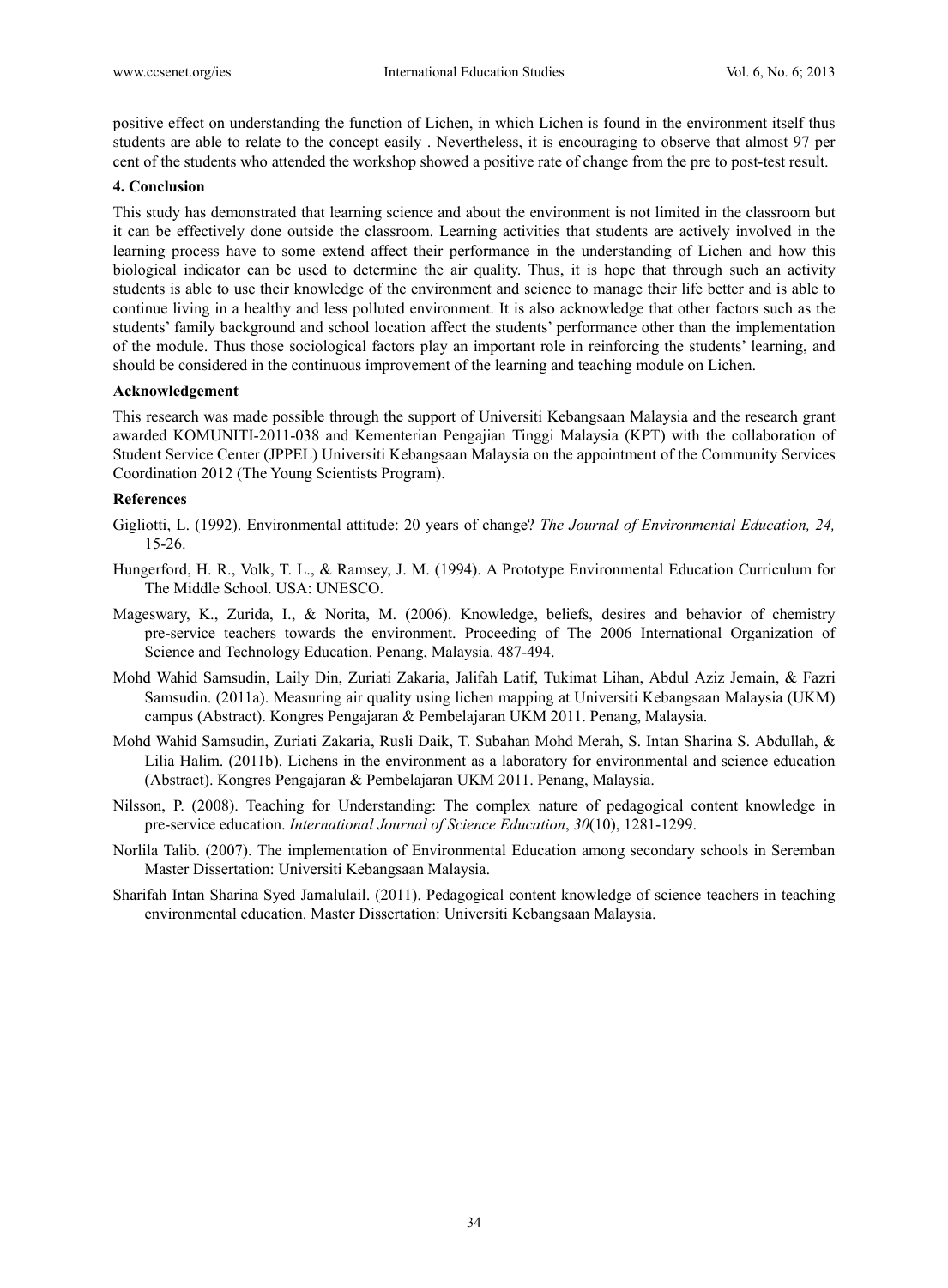positive effect on understanding the function of Lichen, in which Lichen is found in the environment itself thus students are able to relate to the concept easily . Nevertheless, it is encouraging to observe that almost 97 per cent of the students who attended the workshop showed a positive rate of change from the pre to post-test result.

## 4. Conclusion

This study has demonstrated that learning science and about the environment is not limited in the classroom but it can be effectively done outside the classroom. Learning activities that students are actively involved in the learning process have to some extend affect their performance in the understanding of Lichen and how this biological indicator can be used to determine the air quality. Thus, it is hope that through such an activity students is able to use their knowledge of the environment and science to manage their life better and is able to continue living in a healthy and less polluted environment. It is also acknowledge that other factors such as the students' family background and school location affect the students' performance other than the implementation of the module. Thus those sociological factors play an important role in reinforcing the students' learning, and should be considered in the continuous improvement of the learning and teaching module on Lichen.

## Acknowledgement

This research was made possible through the support of Universiti Kebangsaan Malaysia and the research grant awarded KOMUNITI-2011-038 and Kementerian Pengajian Tinggi Malaysia (KPT) with the collaboration of Student Service Center (JPPEL) Universiti Kebangsaan Malaysia on the appointment of the Community Services Coordination 2012 (The Young Scientists Program).

## References

Gigliotti, L. (1992). Environmental attitude: 20 years of change? *The Journal of Environmental Education, 24,* 15-26.

Hungerford, H. R., Volk, T. L., & Ramsey, J. M. (1994). A Prototype Environmental Education Curriculum for The Middle School. USA: UNESCO.

Mageswary, K., Zurida, I., & Norita, M. (2006). Knowledge, beliefs, desires and behavior of chemistry pre-service teachers towards the environment. Proceeding of The 2006 International Organization of Science and Technology Education. Penang, Malaysia. 487-494.

Mohd Wahid Samsudin, Laily Din, Zuriati Zakaria, Jalifah Latif, Tukimat Lihan, Abdul Aziz Jemain, & Fazri Samsudin. (2011a). Measuring air quality using lichen mapping at Universiti Kebangsaan Malaysia (UKM) campus (Abstract). Kongres Pengajaran & Pembelajaran UKM 2011. Penang, Malaysia.

Mohd Wahid Samsudin, Zuriati Zakaria, Rusli Daik, T. Subahan Mohd Merah, S. Intan Sharina S. Abdullah, & Lilia Halim. (2011b). Lichens in the environment as a laboratory for environmental and science education (Abstract). Kongres Pengajaran & Pembelajaran UKM 2011. Penang, Malaysia.

Nilsson, P. (2008). Teaching for Understanding: The complex nature of pedagogical content knowledge in pre-service education. *International Journal of Science Education*, *30*(10), 1281-1299.

Norlila Talib. (2007). The implementation of Environmental Education among secondary schools in Seremban Master Dissertation: Universiti Kebangsaan Malaysia.

Sharifah Intan Sharina Syed Jamalulail. (2011). Pedagogical content knowledge of science teachers in teaching environmental education. Master Dissertation: Universiti Kebangsaan Malaysia.